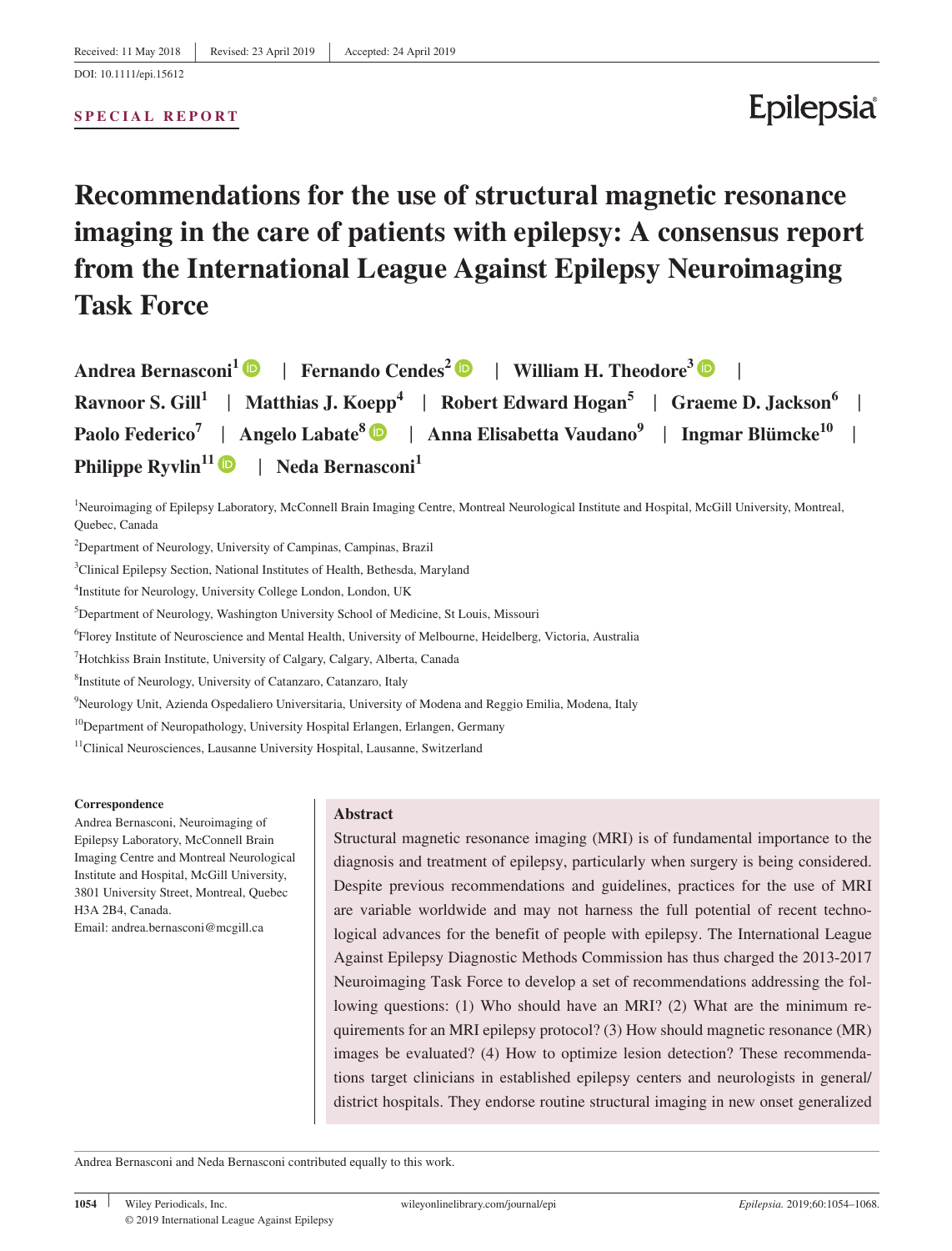Received: 11 May 2018 | Revised: 23 April 2019 | Accepted: 24 April 2019

DOI: 10.1111/epi.15612

**SPECIAL REPORT**

# Recommendations for the use of structural magnetic resonance imaging in the care of patients with epilepsy: A consensus report from the International League Against Epilepsy Neuroimaging Task Force

**Andrea Bernasconi[1] | Fernando Cendes[2] | William H. Theodore[3] | Ravnoor S. Gill[1] | Matthias J. Koepp[4] | Robert Edward Hogan[5] | Graeme D. Jackson[6] | Paolo Federico[7] | Angelo Labate[8] | Anna Elisabetta Vaudano[9] | Ingmar Blümcke[10] | Philippe Ryvlin[11] | Neda Bernasconi[1]**

[1]Neuroimaging of Epilepsy Laboratory, McConnell Brain Imaging Centre, Montreal Neurological Institute and Hospital, McGill University, Montreal, Quebec, Canada

[2]Department of Neurology, University of Campinas, Campinas, Brazil

[3]Clinical Epilepsy Section, National Institutes of Health, Bethesda, Maryland

[4]Institute for Neurology, University College London, London, UK

[5]Department of Neurology, Washington University School of Medicine, St Louis, Missouri

[6]Florey Institute of Neuroscience and Mental Health, University of Melbourne, Heidelberg, Victoria, Australia

[7]Hotchkiss Brain Institute, University of Calgary, Calgary, Alberta, Canada

[8]Institute of Neurology, University of Catanzaro, Catanzaro, Italy

[9]Neurology Unit, Azienda Ospedaliero Universitaria, University of Modena and Reggio Emilia, Modena, Italy

[10]Department of Neuropathology, University Hospital Erlangen, Erlangen, Germany

[11]Clinical Neurosciences, Lausanne University Hospital, Lausanne, Switzerland

**Correspondence**
Andrea Bernasconi, Neuroimaging of Epilepsy Laboratory, McConnell Brain Imaging Centre and Montreal Neurological Institute and Hospital, McGill University, 3801 University Street, Montreal, Quebec H3A 2B4, Canada.
Email: andrea.bernasconi@mcgill.ca

## Abstract

Structural magnetic resonance imaging (MRI) is of fundamental importance to the diagnosis and treatment of epilepsy, particularly when surgery is being considered. Despite previous recommendations and guidelines, practices for the use of MRI are variable worldwide and may not harness the full potential of recent technological advances for the benefit of people with epilepsy. The International League Against Epilepsy Diagnostic Methods Commission has thus charged the 2013-2017 Neuroimaging Task Force to develop a set of recommendations addressing the following questions: (1) Who should have an MRI? (2) What are the minimum requirements for an MRI epilepsy protocol? (3) How should magnetic resonance (MR) images be evaluated? (4) How to optimize lesion detection? These recommendations target clinicians in established epilepsy centers and neurologists in general/district hospitals. They endorse routine structural imaging in new onset generalized

Andrea Bernasconi and Neda Bernasconi contributed equally to this work.

© 2019 International League Against Epilepsy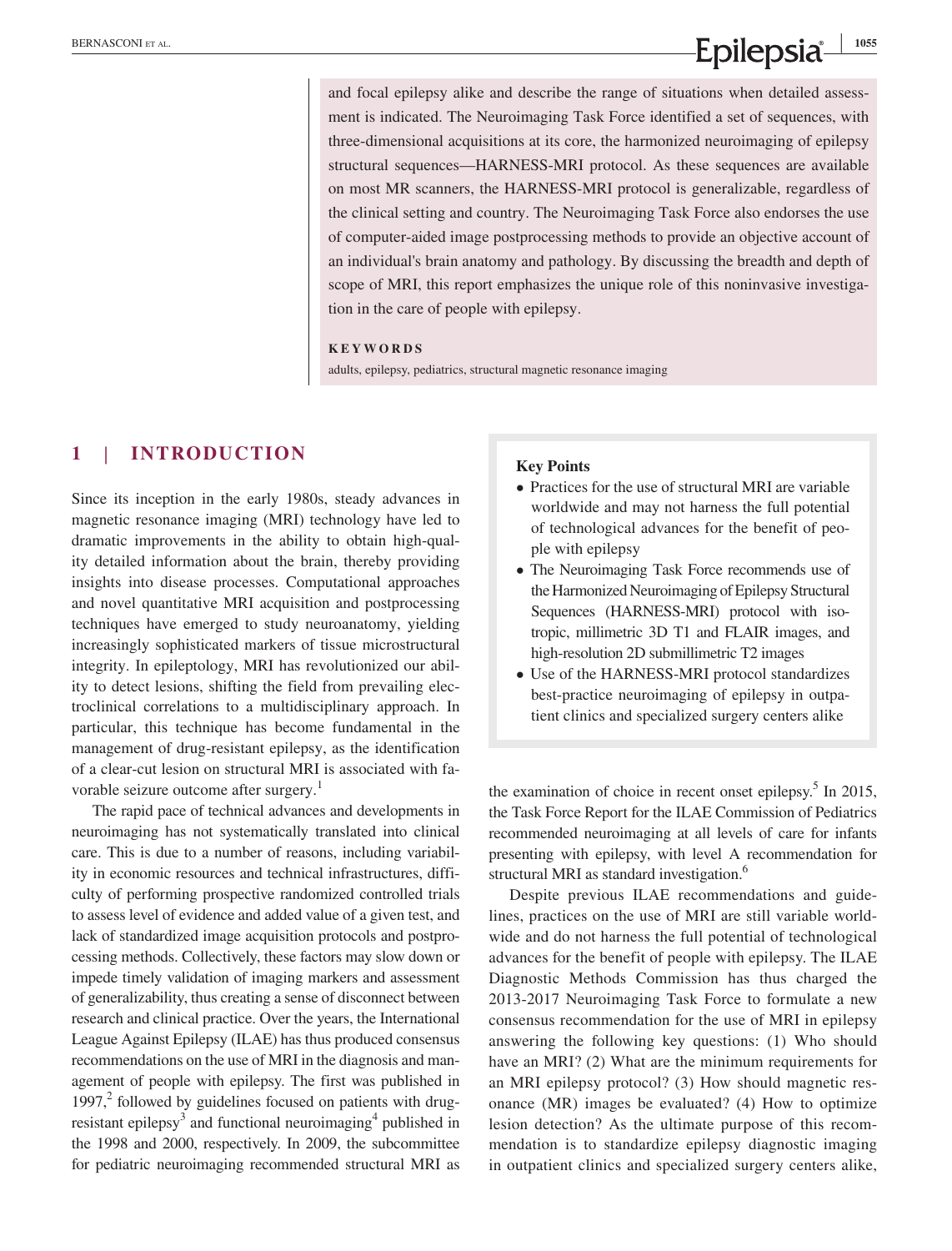and focal epilepsy alike and describe the range of situations when detailed assessment is indicated. The Neuroimaging Task Force identified a set of sequences, with three-dimensional acquisitions at its core, the harmonized neuroimaging of epilepsy structural sequences—HARNESS-MRI protocol. As these sequences are available on most MR scanners, the HARNESS-MRI protocol is generalizable, regardless of the clinical setting and country. The Neuroimaging Task Force also endorses the use of computer-aided image postprocessing methods to provide an objective account of an individual's brain anatomy and pathology. By discussing the breadth and depth of scope of MRI, this report emphasizes the unique role of this noninvasive investigation in the care of people with epilepsy.

**KEYWORDS**

adults, epilepsy, pediatrics, structural magnetic resonance imaging

## 1 | INTRODUCTION

Since its inception in the early 1980s, steady advances in magnetic resonance imaging (MRI) technology have led to dramatic improvements in the ability to obtain high-quality detailed information about the brain, thereby providing insights into disease processes. Computational approaches and novel quantitative MRI acquisition and postprocessing techniques have emerged to study neuroanatomy, yielding increasingly sophisticated markers of tissue microstructural integrity. In epileptology, MRI has revolutionized our ability to detect lesions, shifting the field from prevailing electroclinical correlations to a multidisciplinary approach. In particular, this technique has become fundamental in the management of drug-resistant epilepsy, as the identification of a clear-cut lesion on structural MRI is associated with favorable seizure outcome after surgery.[1]

The rapid pace of technical advances and developments in neuroimaging has not systematically translated into clinical care. This is due to a number of reasons, including variability in economic resources and technical infrastructures, difficulty of performing prospective randomized controlled trials to assess level of evidence and added value of a given test, and lack of standardized image acquisition protocols and postprocessing methods. Collectively, these factors may slow down or impede timely validation of imaging markers and assessment of generalizability, thus creating a sense of disconnect between research and clinical practice. Over the years, the International League Against Epilepsy (ILAE) has thus produced consensus recommendations on the use of MRI in the diagnosis and management of people with epilepsy. The first was published in 1997,[2] followed by guidelines focused on patients with drug-resistant epilepsy[3] and functional neuroimaging[4] published in the 1998 and 2000, respectively. In 2009, the subcommittee for pediatric neuroimaging recommended structural MRI as the examination of choice in recent onset epilepsy.[5] In 2015, the Task Force Report for the ILAE Commission of Pediatrics recommended neuroimaging at all levels of care for infants presenting with epilepsy, with level A recommendation for structural MRI as standard investigation.[6]

**Key Points**

- Practices for the use of structural MRI are variable worldwide and may not harness the full potential of technological advances for the benefit of people with epilepsy
- The Neuroimaging Task Force recommends use of the Harmonized Neuroimaging of Epilepsy Structural Sequences (HARNESS-MRI) protocol with isotropic, millimetric 3D T1 and FLAIR images, and high-resolution 2D submillimetric T2 images
- Use of the HARNESS-MRI protocol standardizes best-practice neuroimaging of epilepsy in outpatient clinics and specialized surgery centers alike

Despite previous ILAE recommendations and guidelines, practices on the use of MRI are still variable worldwide and do not harness the full potential of technological advances for the benefit of people with epilepsy. The ILAE Diagnostic Methods Commission has thus charged the 2013-2017 Neuroimaging Task Force to formulate a new consensus recommendation for the use of MRI in epilepsy answering the following key questions: (1) Who should have an MRI? (2) What are the minimum requirements for an MRI epilepsy protocol? (3) How should magnetic resonance (MR) images be evaluated? (4) How to optimize lesion detection? As the ultimate purpose of this recommendation is to standardize epilepsy diagnostic imaging in outpatient clinics and specialized surgery centers alike,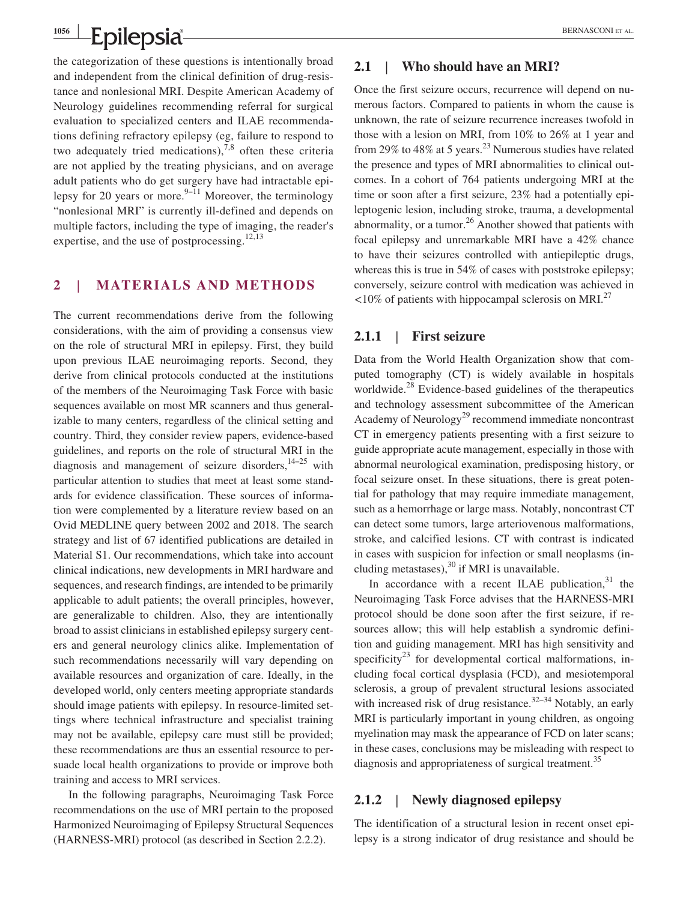the categorization of these questions is intentionally broad and independent from the clinical definition of drug-resistance and nonlesional MRI. Despite American Academy of Neurology guidelines recommending referral for surgical evaluation to specialized centers and ILAE recommendations defining refractory epilepsy (eg, failure to respond to two adequately tried medications),[7,8] often these criteria are not applied by the treating physicians, and on average adult patients who do get surgery have had intractable epilepsy for 20 years or more.[9–11] Moreover, the terminology "nonlesional MRI" is currently ill-defined and depends on multiple factors, including the type of imaging, the reader's expertise, and the use of postprocessing.[12,13]

## 2 | MATERIALS AND METHODS

The current recommendations derive from the following considerations, with the aim of providing a consensus view on the role of structural MRI in epilepsy. First, they build upon previous ILAE neuroimaging reports. Second, they derive from clinical protocols conducted at the institutions of the members of the Neuroimaging Task Force with basic sequences available on most MR scanners and thus generalizable to many centers, regardless of the clinical setting and country. Third, they consider review papers, evidence-based guidelines, and reports on the role of structural MRI in the diagnosis and management of seizure disorders,[14–25] with particular attention to studies that meet at least some standards for evidence classification. These sources of information were complemented by a literature review based on an Ovid MEDLINE query between 2002 and 2018. The search strategy and list of 67 identified publications are detailed in Material S1. Our recommendations, which take into account clinical indications, new developments in MRI hardware and sequences, and research findings, are intended to be primarily applicable to adult patients; the overall principles, however, are generalizable to children. Also, they are intentionally broad to assist clinicians in established epilepsy surgery centers and general neurology clinics alike. Implementation of such recommendations necessarily will vary depending on available resources and organization of care. Ideally, in the developed world, only centers meeting appropriate standards should image patients with epilepsy. In resource-limited settings where technical infrastructure and specialist training may not be available, epilepsy care must still be provided; these recommendations are thus an essential resource to persuade local health organizations to provide or improve both training and access to MRI services.

In the following paragraphs, Neuroimaging Task Force recommendations on the use of MRI pertain to the proposed Harmonized Neuroimaging of Epilepsy Structural Sequences (HARNESS-MRI) protocol (as described in Section 2.2.2).

### 2.1 | Who should have an MRI?

Once the first seizure occurs, recurrence will depend on numerous factors. Compared to patients in whom the cause is unknown, the rate of seizure recurrence increases twofold in those with a lesion on MRI, from 10% to 26% at 1 year and from 29% to 48% at 5 years.[23] Numerous studies have related the presence and types of MRI abnormalities to clinical outcomes. In a cohort of 764 patients undergoing MRI at the time or soon after a first seizure, 23% had a potentially epileptogenic lesion, including stroke, trauma, a developmental abnormality, or a tumor.[26] Another showed that patients with focal epilepsy and unremarkable MRI have a 42% chance to have their seizures controlled with antiepileptic drugs, whereas this is true in 54% of cases with poststroke epilepsy; conversely, seizure control with medication was achieved in <10% of patients with hippocampal sclerosis on MRI.[27]

#### 2.1.1 | First seizure

Data from the World Health Organization show that computed tomography (CT) is widely available in hospitals worldwide.[28] Evidence-based guidelines of the therapeutics and technology assessment subcommittee of the American Academy of Neurology[29] recommend immediate noncontrast CT in emergency patients presenting with a first seizure to guide appropriate acute management, especially in those with abnormal neurological examination, predisposing history, or focal seizure onset. In these situations, there is great potential for pathology that may require immediate management, such as a hemorrhage or large mass. Notably, noncontrast CT can detect some tumors, large arteriovenous malformations, stroke, and calcified lesions. CT with contrast is indicated in cases with suspicion for infection or small neoplasms (including metastases),[30] if MRI is unavailable.

In accordance with a recent ILAE publication,[31] the Neuroimaging Task Force advises that the HARNESS-MRI protocol should be done soon after the first seizure, if resources allow; this will help establish a syndromic definition and guiding management. MRI has high sensitivity and specificity[23] for developmental cortical malformations, including focal cortical dysplasia (FCD), and mesiotemporal sclerosis, a group of prevalent structural lesions associated with increased risk of drug resistance.[32–34] Notably, an early MRI is particularly important in young children, as ongoing myelination may mask the appearance of FCD on later scans; in these cases, conclusions may be misleading with respect to diagnosis and appropriateness of surgical treatment.[35]

#### 2.1.2 | Newly diagnosed epilepsy

The identification of a structural lesion in recent onset epilepsy is a strong indicator of drug resistance and should be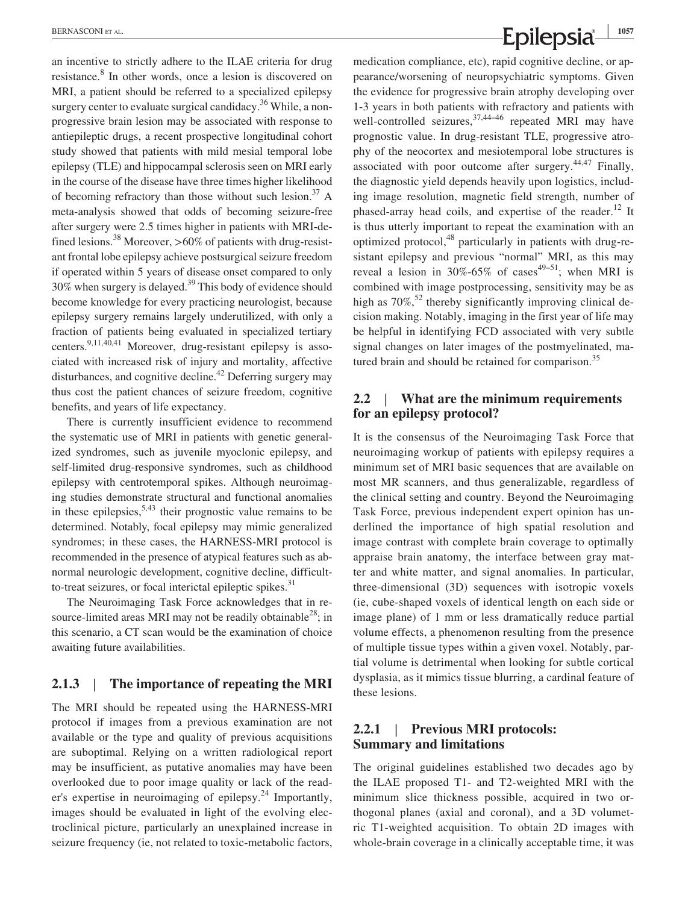an incentive to strictly adhere to the ILAE criteria for drug resistance.[8] In other words, once a lesion is discovered on MRI, a patient should be referred to a specialized epilepsy surgery center to evaluate surgical candidacy.[36] While, a nonprogressive brain lesion may be associated with response to antiepileptic drugs, a recent prospective longitudinal cohort study showed that patients with mild mesial temporal lobe epilepsy (TLE) and hippocampal sclerosis seen on MRI early in the course of the disease have three times higher likelihood of becoming refractory than those without such lesion.[37] A meta-analysis showed that odds of becoming seizure-free after surgery were 2.5 times higher in patients with MRI-defined lesions.[38] Moreover, >60% of patients with drug-resistant frontal lobe epilepsy achieve postsurgical seizure freedom if operated within 5 years of disease onset compared to only 30% when surgery is delayed.[39] This body of evidence should become knowledge for every practicing neurologist, because epilepsy surgery remains largely underutilized, with only a fraction of patients being evaluated in specialized tertiary centers.[9,11,40,41] Moreover, drug-resistant epilepsy is associated with increased risk of injury and mortality, affective disturbances, and cognitive decline.[42] Deferring surgery may thus cost the patient chances of seizure freedom, cognitive benefits, and years of life expectancy.

There is currently insufficient evidence to recommend the systematic use of MRI in patients with genetic generalized syndromes, such as juvenile myoclonic epilepsy, and self-limited drug-responsive syndromes, such as childhood epilepsy with centrotemporal spikes. Although neuroimaging studies demonstrate structural and functional anomalies in these epilepsies,[5,43] their prognostic value remains to be determined. Notably, focal epilepsy may mimic generalized syndromes; in these cases, the HARNESS-MRI protocol is recommended in the presence of atypical features such as abnormal neurologic development, cognitive decline, difficult-to-treat seizures, or focal interictal epileptic spikes.[31]

The Neuroimaging Task Force acknowledges that in resource-limited areas MRI may not be readily obtainable[28]; in this scenario, a CT scan would be the examination of choice awaiting future availabilities.

### 2.1.3 | The importance of repeating the MRI

The MRI should be repeated using the HARNESS-MRI protocol if images from a previous examination are not available or the type and quality of previous acquisitions are suboptimal. Relying on a written radiological report may be insufficient, as putative anomalies may have been overlooked due to poor image quality or lack of the reader's expertise in neuroimaging of epilepsy.[24] Importantly, images should be evaluated in light of the evolving electroclinical picture, particularly an unexplained increase in seizure frequency (ie, not related to toxic-metabolic factors, medication compliance, etc), rapid cognitive decline, or appearance/worsening of neuropsychiatric symptoms. Given the evidence for progressive brain atrophy developing over 1-3 years in both patients with refractory and patients with well-controlled seizures,[37,44–46] repeated MRI may have prognostic value. In drug-resistant TLE, progressive atrophy of the neocortex and mesiotemporal lobe structures is associated with poor outcome after surgery.[44,47] Finally, the diagnostic yield depends heavily upon logistics, including image resolution, magnetic field strength, number of phased-array head coils, and expertise of the reader.[12] It is thus utterly important to repeat the examination with an optimized protocol,[48] particularly in patients with drug-resistant epilepsy and previous "normal" MRI, as this may reveal a lesion in 30%-65% of cases[49–51]; when MRI is combined with image postprocessing, sensitivity may be as high as 70%,[52] thereby significantly improving clinical decision making. Notably, imaging in the first year of life may be helpful in identifying FCD associated with very subtle signal changes on later images of the postmyelinated, matured brain and should be retained for comparison.[35]

## 2.2 | What are the minimum requirements for an epilepsy protocol?

It is the consensus of the Neuroimaging Task Force that neuroimaging workup of patients with epilepsy requires a minimum set of MRI basic sequences that are available on most MR scanners, and thus generalizable, regardless of the clinical setting and country. Beyond the Neuroimaging Task Force, previous independent expert opinion has underlined the importance of high spatial resolution and image contrast with complete brain coverage to optimally appraise brain anatomy, the interface between gray matter and white matter, and signal anomalies. In particular, three-dimensional (3D) sequences with isotropic voxels (ie, cube-shaped voxels of identical length on each side or image plane) of 1 mm or less dramatically reduce partial volume effects, a phenomenon resulting from the presence of multiple tissue types within a given voxel. Notably, partial volume is detrimental when looking for subtle cortical dysplasia, as it mimics tissue blurring, a cardinal feature of these lesions.

### 2.2.1 | Previous MRI protocols: Summary and limitations

The original guidelines established two decades ago by the ILAE proposed T1- and T2-weighted MRI with the minimum slice thickness possible, acquired in two orthogonal planes (axial and coronal), and a 3D volumetric T1-weighted acquisition. To obtain 2D images with whole-brain coverage in a clinically acceptable time, it was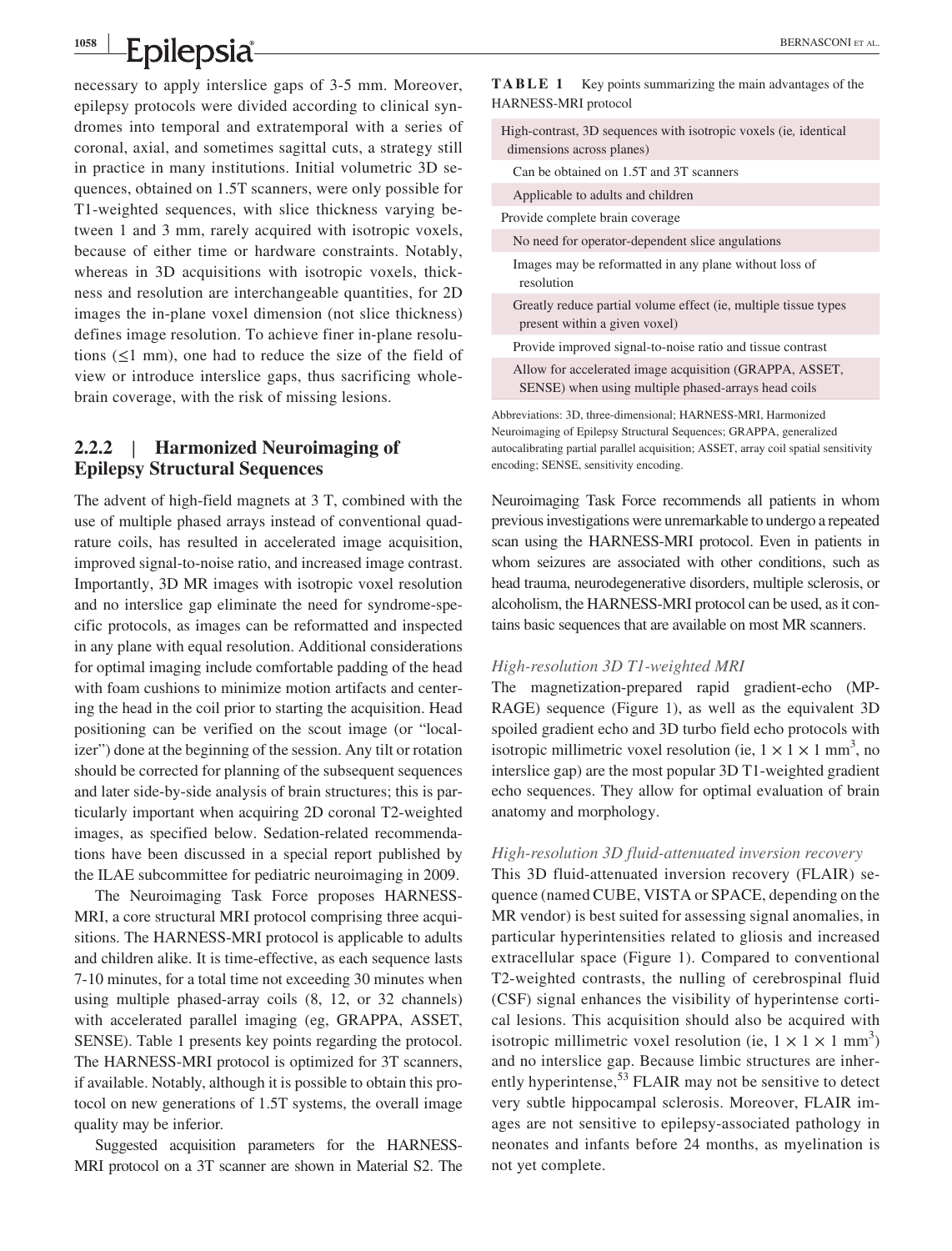necessary to apply interslice gaps of 3-5 mm. Moreover, epilepsy protocols were divided according to clinical syndromes into temporal and extratemporal with a series of coronal, axial, and sometimes sagittal cuts, a strategy still in practice in many institutions. Initial volumetric 3D sequences, obtained on 1.5T scanners, were only possible for T1-weighted sequences, with slice thickness varying between 1 and 3 mm, rarely acquired with isotropic voxels, because of either time or hardware constraints. Notably, whereas in 3D acquisitions with isotropic voxels, thickness and resolution are interchangeable quantities, for 2D images the in-plane voxel dimension (not slice thickness) defines image resolution. To achieve finer in-plane resolutions ($\leq$1 mm), one had to reduce the size of the field of view or introduce interslice gaps, thus sacrificing whole-brain coverage, with the risk of missing lesions.

### 2.2.2 | Harmonized Neuroimaging of Epilepsy Structural Sequences

The advent of high-field magnets at 3 T, combined with the use of multiple phased arrays instead of conventional quadrature coils, has resulted in accelerated image acquisition, improved signal-to-noise ratio, and increased image contrast. Importantly, 3D MR images with isotropic voxel resolution and no interslice gap eliminate the need for syndrome-specific protocols, as images can be reformatted and inspected in any plane with equal resolution. Additional considerations for optimal imaging include comfortable padding of the head with foam cushions to minimize motion artifacts and centering the head in the coil prior to starting the acquisition. Head positioning can be verified on the scout image (or "localizer") done at the beginning of the session. Any tilt or rotation should be corrected for planning of the subsequent sequences and later side-by-side analysis of brain structures; this is particularly important when acquiring 2D coronal T2-weighted images, as specified below. Sedation-related recommendations have been discussed in a special report published by the ILAE subcommittee for pediatric neuroimaging in 2009.

The Neuroimaging Task Force proposes HARNESS-MRI, a core structural MRI protocol comprising three acquisitions. The HARNESS-MRI protocol is applicable to adults and children alike. It is time-effective, as each sequence lasts 7-10 minutes, for a total time not exceeding 30 minutes when using multiple phased-array coils (8, 12, or 32 channels) with accelerated parallel imaging (eg, GRAPPA, ASSET, SENSE). Table 1 presents key points regarding the protocol. The HARNESS-MRI protocol is optimized for 3T scanners, if available. Notably, although it is possible to obtain this protocol on new generations of 1.5T systems, the overall image quality may be inferior.

Suggested acquisition parameters for the HARNESS-MRI protocol on a 3T scanner are shown in Material S2. The Neuroimaging Task Force recommends all patients in whom previous investigations were unremarkable to undergo a repeated scan using the HARNESS-MRI protocol. Even in patients in whom seizures are associated with other conditions, such as head trauma, neurodegenerative disorders, multiple sclerosis, or alcoholism, the HARNESS-MRI protocol can be used, as it contains basic sequences that are available on most MR scanners.

**TABLE 1** Key points summarizing the main advantages of the HARNESS-MRI protocol

| |
|---|
| High-contrast, 3D sequences with isotropic voxels (ie, identical dimensions across planes) |
| Can be obtained on 1.5T and 3T scanners |
| Applicable to adults and children |
| Provide complete brain coverage |
| No need for operator-dependent slice angulations |
| Images may be reformatted in any plane without loss of resolution |
| Greatly reduce partial volume effect (ie, multiple tissue types present within a given voxel) |
| Provide improved signal-to-noise ratio and tissue contrast |
| Allow for accelerated image acquisition (GRAPPA, ASSET, SENSE) when using multiple phased-arrays head coils |

Abbreviations: 3D, three-dimensional; HARNESS-MRI, Harmonized Neuroimaging of Epilepsy Structural Sequences; GRAPPA, generalized autocalibrating partial parallel acquisition; ASSET, array coil spatial sensitivity encoding; SENSE, sensitivity encoding.

*High-resolution 3D T1-weighted MRI*

The magnetization-prepared rapid gradient-echo (MP-RAGE) sequence (Figure 1), as well as the equivalent 3D spoiled gradient echo and 3D turbo field echo protocols with isotropic millimetric voxel resolution (ie, $1 \times 1 \times 1$ mm$^3$, no interslice gap) are the most popular 3D T1-weighted gradient echo sequences. They allow for optimal evaluation of brain anatomy and morphology.

*High-resolution 3D fluid-attenuated inversion recovery*

This 3D fluid-attenuated inversion recovery (FLAIR) sequence (named CUBE, VISTA or SPACE, depending on the MR vendor) is best suited for assessing signal anomalies, in particular hyperintensities related to gliosis and increased extracellular space (Figure 1). Compared to conventional T2-weighted contrasts, the nulling of cerebrospinal fluid (CSF) signal enhances the visibility of hyperintense cortical lesions. This acquisition should also be acquired with isotropic millimetric voxel resolution (ie, $1 \times 1 \times 1$ mm$^3$) and no interslice gap. Because limbic structures are inherently hyperintense,[53] FLAIR may not be sensitive to detect very subtle hippocampal sclerosis. Moreover, FLAIR images are not sensitive to epilepsy-associated pathology in neonates and infants before 24 months, as myelination is not yet complete.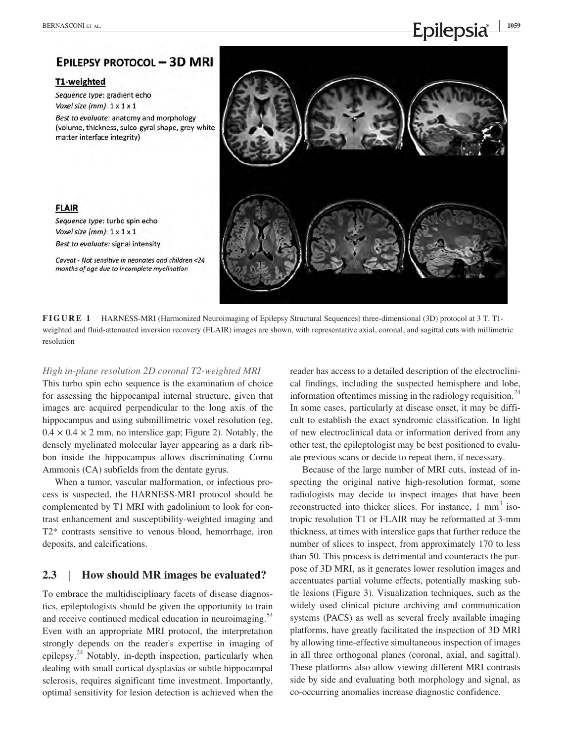**EPILEPSY PROTOCOL – 3D MRI**

**T1-weighted**

*Sequence type*: gradient echo
*Voxel size (mm)*: 1 x 1 x 1
*Best to evaluate*: anatomy and morphology (volume, thickness, sulco-gyral shape, grey-white matter interface integrity)

**FLAIR**

*Sequence type*: turbo spin echo
*Voxel size (mm)*: 1 x 1 x 1
*Best to evaluate:* signal intensity

*Caveat - Not sensitive in neonates and children <24 months of age due to incomplete myelination*

**FIGURE 1** HARNESS-MRI (Harmonized Neuroimaging of Epilepsy Structural Sequences) three-dimensional (3D) protocol at 3 T. T1-weighted and fluid-attenuated inversion recovery (FLAIR) images are shown, with representative axial, coronal, and sagittal cuts with millimetric resolution

*High in-plane resolution 2D coronal T2-weighted MRI*

This turbo spin echo sequence is the examination of choice for assessing the hippocampal internal structure, given that images are acquired perpendicular to the long axis of the hippocampus and using submillimetric voxel resolution (eg, $0.4 \times 0.4 \times 2$ mm, no interslice gap; Figure 2). Notably, the densely myelinated molecular layer appearing as a dark ribbon inside the hippocampus allows discriminating Cornu Ammonis (CA) subfields from the dentate gyrus.

When a tumor, vascular malformation, or infectious process is suspected, the HARNESS-MRI protocol should be complemented by T1 MRI with gadolinium to look for contrast enhancement and susceptibility-weighted imaging and T2* contrasts sensitive to venous blood, hemorrhage, iron deposits, and calcifications.

## 2.3 | How should MR images be evaluated?

To embrace the multidisciplinary facets of disease diagnostics, epileptologists should be given the opportunity to train and receive continued medical education in neuroimaging.[54] Even with an appropriate MRI protocol, the interpretation strongly depends on the reader's expertise in imaging of epilepsy.[24] Notably, in-depth inspection, particularly when dealing with small cortical dysplasias or subtle hippocampal sclerosis, requires significant time investment. Importantly, optimal sensitivity for lesion detection is achieved when the reader has access to a detailed description of the electroclinical findings, including the suspected hemisphere and lobe, information oftentimes missing in the radiology requisition.[24] In some cases, particularly at disease onset, it may be difficult to establish the exact syndromic classification. In light of new electroclinical data or information derived from any other test, the epileptologist may be best positioned to evaluate previous scans or decide to repeat them, if necessary.

Because of the large number of MRI cuts, instead of inspecting the original native high-resolution format, some radiologists may decide to inspect images that have been reconstructed into thicker slices. For instance, 1 $mm^3$ isotropic resolution T1 or FLAIR may be reformatted at 3-mm thickness, at times with interslice gaps that further reduce the number of slices to inspect, from approximately 170 to less than 50. This process is detrimental and counteracts the purpose of 3D MRI, as it generates lower resolution images and accentuates partial volume effects, potentially masking subtle lesions (Figure 3). Visualization techniques, such as the widely used clinical picture archiving and communication systems (PACS) as well as several freely available imaging platforms, have greatly facilitated the inspection of 3D MRI by allowing time-effective simultaneous inspection of images in all three orthogonal planes (coronal, axial, and sagittal). These platforms also allow viewing different MRI contrasts side by side and evaluating both morphology and signal, as co-occurring anomalies increase diagnostic confidence.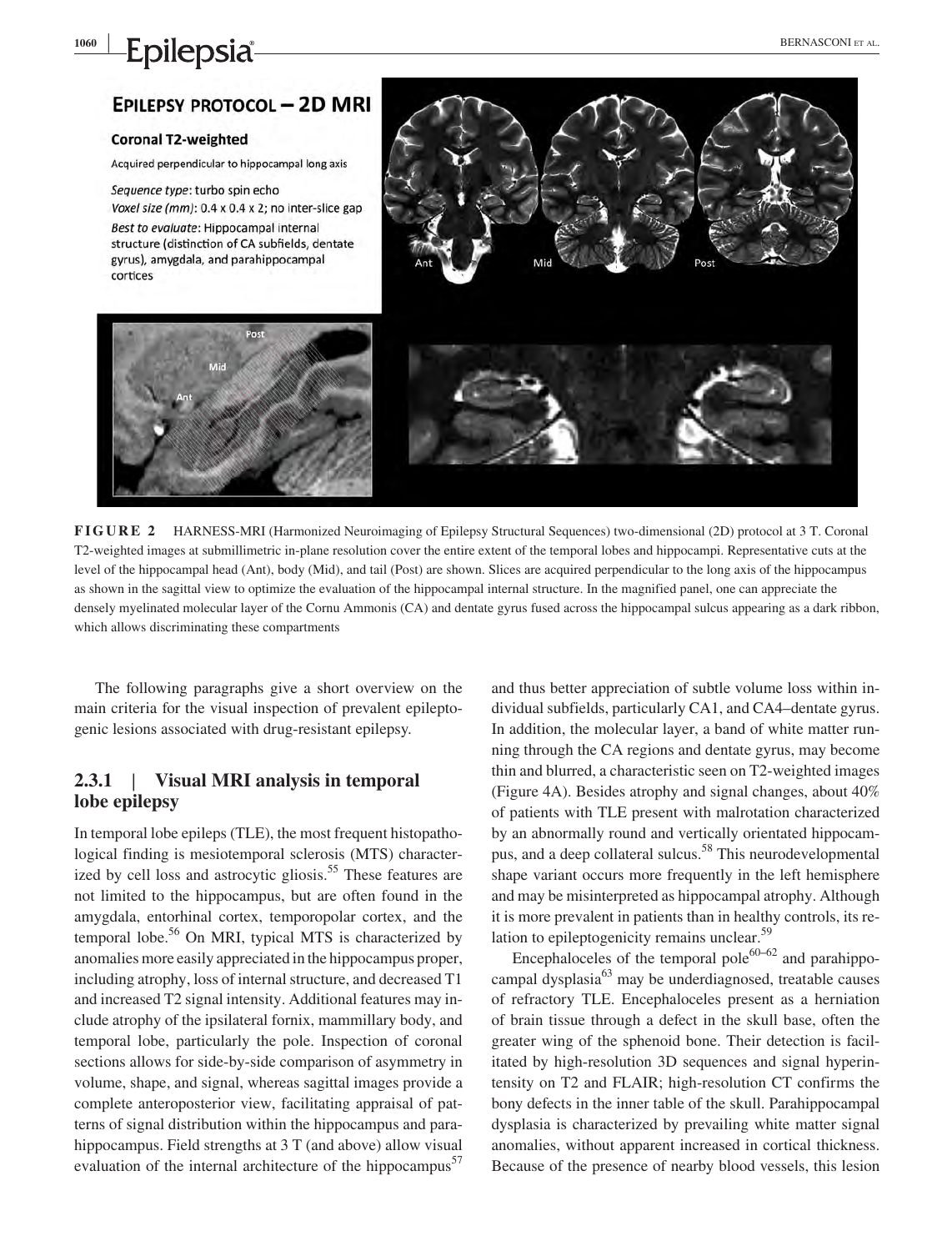**FIGURE 2** HARNESS-MRI (Harmonized Neuroimaging of Epilepsy Structural Sequences) two-dimensional (2D) protocol at 3 T. Coronal T2-weighted images at submillimetric in-plane resolution cover the entire extent of the temporal lobes and hippocampi. Representative cuts at the level of the hippocampal head (Ant), body (Mid), and tail (Post) are shown. Slices are acquired perpendicular to the long axis of the hippocampus as shown in the sagittal view to optimize the evaluation of the hippocampal internal structure. In the magnified panel, one can appreciate the densely myelinated molecular layer of the Cornu Ammonis (CA) and dentate gyrus fused across the hippocampal sulcus appearing as a dark ribbon, which allows discriminating these compartments

The following paragraphs give a short overview on the main criteria for the visual inspection of prevalent epileptogenic lesions associated with drug-resistant epilepsy.

### 2.3.1 | Visual MRI analysis in temporal lobe epilepsy

In temporal lobe epileps (TLE), the most frequent histopathological finding is mesiotemporal sclerosis (MTS) characterized by cell loss and astrocytic gliosis.[55] These features are not limited to the hippocampus, but are often found in the amygdala, entorhinal cortex, temporopolar cortex, and the temporal lobe.[56] On MRI, typical MTS is characterized by anomalies more easily appreciated in the hippocampus proper, including atrophy, loss of internal structure, and decreased T1 and increased T2 signal intensity. Additional features may include atrophy of the ipsilateral fornix, mammillary body, and temporal lobe, particularly the pole. Inspection of coronal sections allows for side-by-side comparison of asymmetry in volume, shape, and signal, whereas sagittal images provide a complete anteroposterior view, facilitating appraisal of patterns of signal distribution within the hippocampus and parahippocampus. Field strengths at 3 T (and above) allow visual evaluation of the internal architecture of the hippocampus[57] and thus better appreciation of subtle volume loss within individual subfields, particularly CA1, and CA4–dentate gyrus. In addition, the molecular layer, a band of white matter running through the CA regions and dentate gyrus, may become thin and blurred, a characteristic seen on T2-weighted images (Figure 4A). Besides atrophy and signal changes, about 40% of patients with TLE present with malrotation characterized by an abnormally round and vertically orientated hippocampus, and a deep collateral sulcus.[58] This neurodevelopmental shape variant occurs more frequently in the left hemisphere and may be misinterpreted as hippocampal atrophy. Although it is more prevalent in patients than in healthy controls, its relation to epileptogenicity remains unclear.[59]

Encephaloceles of the temporal pole[60–62] and parahippocampal dysplasia[63] may be underdiagnosed, treatable causes of refractory TLE. Encephaloceles present as a herniation of brain tissue through a defect in the skull base, often the greater wing of the sphenoid bone. Their detection is facilitated by high-resolution 3D sequences and signal hyperintensity on T2 and FLAIR; high-resolution CT confirms the bony defects in the inner table of the skull. Parahippocampal dysplasia is characterized by prevailing white matter signal anomalies, without apparent increased in cortical thickness. Because of the presence of nearby blood vessels, this lesion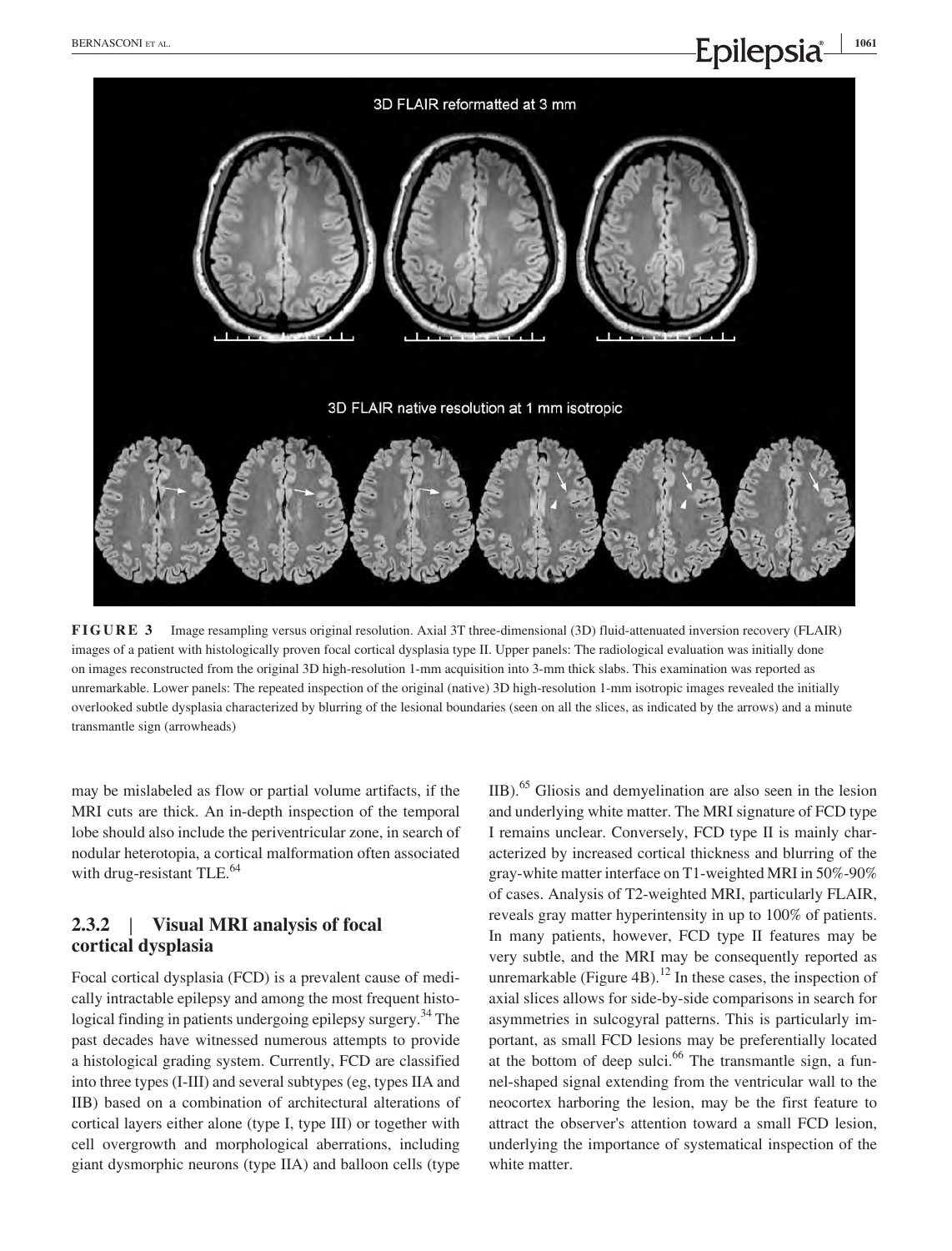**FIGURE 3** Image resampling versus original resolution. Axial 3T three-dimensional (3D) fluid-attenuated inversion recovery (FLAIR) images of a patient with histologically proven focal cortical dysplasia type II. Upper panels: The radiological evaluation was initially done on images reconstructed from the original 3D high-resolution 1-mm acquisition into 3-mm thick slabs. This examination was reported as unremarkable. Lower panels: The repeated inspection of the original (native) 3D high-resolution 1-mm isotropic images revealed the initially overlooked subtle dysplasia characterized by blurring of the lesional boundaries (seen on all the slices, as indicated by the arrows) and a minute transmantle sign (arrowheads)

may be mislabeled as flow or partial volume artifacts, if the MRI cuts are thick. An in-depth inspection of the temporal lobe should also include the periventricular zone, in search of nodular heterotopia, a cortical malformation often associated with drug-resistant TLE.[64]

### 2.3.2 | Visual MRI analysis of focal cortical dysplasia

Focal cortical dysplasia (FCD) is a prevalent cause of medically intractable epilepsy and among the most frequent histological finding in patients undergoing epilepsy surgery.[34] The past decades have witnessed numerous attempts to provide a histological grading system. Currently, FCD are classified into three types (I-III) and several subtypes (eg, types IIA and IIB) based on a combination of architectural alterations of cortical layers either alone (type I, type III) or together with cell overgrowth and morphological aberrations, including giant dysmorphic neurons (type IIA) and balloon cells (type IIB).[65] Gliosis and demyelination are also seen in the lesion and underlying white matter. The MRI signature of FCD type I remains unclear. Conversely, FCD type II is mainly characterized by increased cortical thickness and blurring of the gray-white matter interface on T1-weighted MRI in 50%-90% of cases. Analysis of T2-weighted MRI, particularly FLAIR, reveals gray matter hyperintensity in up to 100% of patients. In many patients, however, FCD type II features may be very subtle, and the MRI may be consequently reported as unremarkable (Figure 4B).[12] In these cases, the inspection of axial slices allows for side-by-side comparisons in search for asymmetries in sulcogyral patterns. This is particularly important, as small FCD lesions may be preferentially located at the bottom of deep sulci.[66] The transmantle sign, a funnel-shaped signal extending from the ventricular wall to the neocortex harboring the lesion, may be the first feature to attract the observer's attention toward a small FCD lesion, underlying the importance of systematical inspection of the white matter.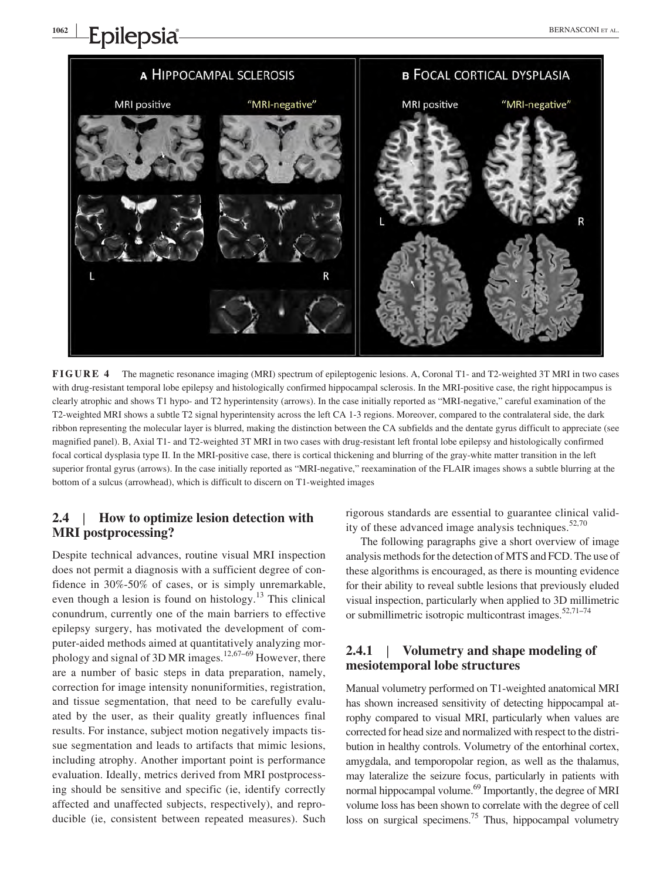**FIGURE 4** The magnetic resonance imaging (MRI) spectrum of epileptogenic lesions. A, Coronal T1- and T2-weighted 3T MRI in two cases with drug-resistant temporal lobe epilepsy and histologically confirmed hippocampal sclerosis. In the MRI-positive case, the right hippocampus is clearly atrophic and shows T1 hypo- and T2 hyperintensity (arrows). In the case initially reported as "MRI-negative," careful examination of the T2-weighted MRI shows a subtle T2 signal hyperintensity across the left CA 1-3 regions. Moreover, compared to the contralateral side, the dark ribbon representing the molecular layer is blurred, making the distinction between the CA subfields and the dentate gyrus difficult to appreciate (see magnified panel). B, Axial T1- and T2-weighted 3T MRI in two cases with drug-resistant left frontal lobe epilepsy and histologically confirmed focal cortical dysplasia type II. In the MRI-positive case, there is cortical thickening and blurring of the gray-white matter transition in the left superior frontal gyrus (arrows). In the case initially reported as "MRI-negative," reexamination of the FLAIR images shows a subtle blurring at the bottom of a sulcus (arrowhead), which is difficult to discern on T1-weighted images

## 2.4 | How to optimize lesion detection with MRI postprocessing?

Despite technical advances, routine visual MRI inspection does not permit a diagnosis with a sufficient degree of confidence in 30%-50% of cases, or is simply unremarkable, even though a lesion is found on histology.[13] This clinical conundrum, currently one of the main barriers to effective epilepsy surgery, has motivated the development of computer-aided methods aimed at quantitatively analyzing morphology and signal of 3D MR images.[12,67–69] However, there are a number of basic steps in data preparation, namely, correction for image intensity nonuniformities, registration, and tissue segmentation, that need to be carefully evaluated by the user, as their quality greatly influences final results. For instance, subject motion negatively impacts tissue segmentation and leads to artifacts that mimic lesions, including atrophy. Another important point is performance evaluation. Ideally, metrics derived from MRI postprocessing should be sensitive and specific (ie, identify correctly affected and unaffected subjects, respectively), and reproducible (ie, consistent between repeated measures). Such rigorous standards are essential to guarantee clinical validity of these advanced image analysis techniques.[52,70]

The following paragraphs give a short overview of image analysis methods for the detection of MTS and FCD. The use of these algorithms is encouraged, as there is mounting evidence for their ability to reveal subtle lesions that previously eluded visual inspection, particularly when applied to 3D millimetric or submillimetric isotropic multicontrast images.[52,71–74]

### 2.4.1 | Volumetry and shape modeling of mesiotemporal lobe structures

Manual volumetry performed on T1-weighted anatomical MRI has shown increased sensitivity of detecting hippocampal atrophy compared to visual MRI, particularly when values are corrected for head size and normalized with respect to the distribution in healthy controls. Volumetry of the entorhinal cortex, amygdala, and temporopolar region, as well as the thalamus, may lateralize the seizure focus, particularly in patients with normal hippocampal volume.[69] Importantly, the degree of MRI volume loss has been shown to correlate with the degree of cell loss on surgical specimens.[75] Thus, hippocampal volumetry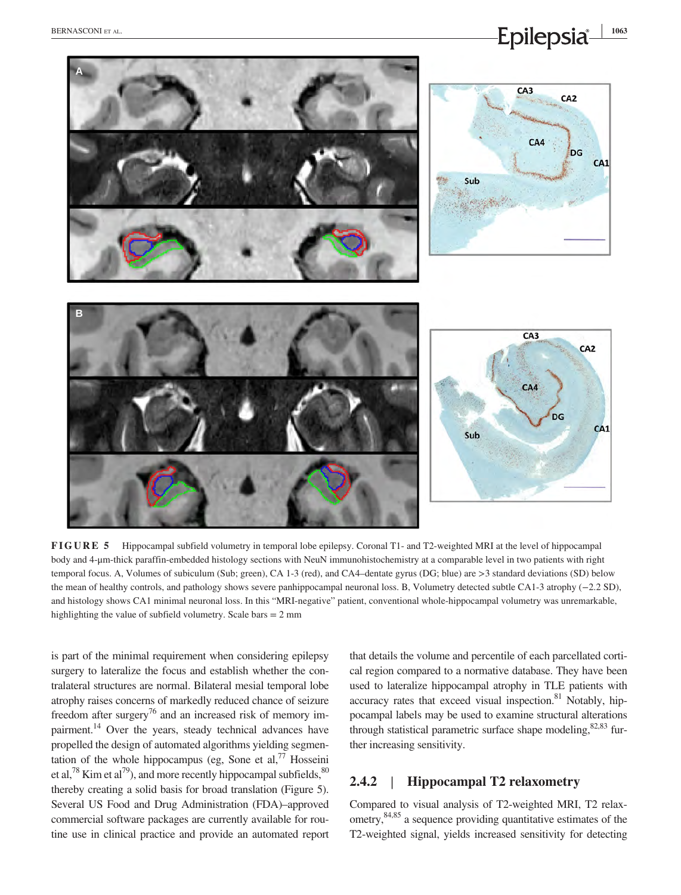**FIGURE 5** Hippocampal subfield volumetry in temporal lobe epilepsy. Coronal T1- and T2-weighted MRI at the level of hippocampal body and 4-μm-thick paraffin-embedded histology sections with NeuN immunohistochemistry at a comparable level in two patients with right temporal focus. A, Volumes of subiculum (Sub; green), CA 1-3 (red), and CA4–dentate gyrus (DG; blue) are >3 standard deviations (SD) below the mean of healthy controls, and pathology shows severe panhippocampal neuronal loss. B, Volumetry detected subtle CA1-3 atrophy (−2.2 SD), and histology shows CA1 minimal neuronal loss. In this "MRI-negative" patient, conventional whole-hippocampal volumetry was unremarkable, highlighting the value of subfield volumetry. Scale bars = 2 mm

is part of the minimal requirement when considering epilepsy surgery to lateralize the focus and establish whether the contralateral structures are normal. Bilateral mesial temporal lobe atrophy raises concerns of markedly reduced chance of seizure freedom after surgery[76] and an increased risk of memory impairment.[14] Over the years, steady technical advances have propelled the design of automated algorithms yielding segmentation of the whole hippocampus (eg, Sone et al,[77] Hosseini et al,[78] Kim et al[79]), and more recently hippocampal subfields,[80] thereby creating a solid basis for broad translation (Figure 5). Several US Food and Drug Administration (FDA)–approved commercial software packages are currently available for routine use in clinical practice and provide an automated report that details the volume and percentile of each parcellated cortical region compared to a normative database. They have been used to lateralize hippocampal atrophy in TLE patients with accuracy rates that exceed visual inspection.[81] Notably, hippocampal labels may be used to examine structural alterations through statistical parametric surface shape modeling,[82,83] further increasing sensitivity.

### 2.4.2 | Hippocampal T2 relaxometry

Compared to visual analysis of T2-weighted MRI, T2 relaxometry,[84,85] a sequence providing quantitative estimates of the T2-weighted signal, yields increased sensitivity for detecting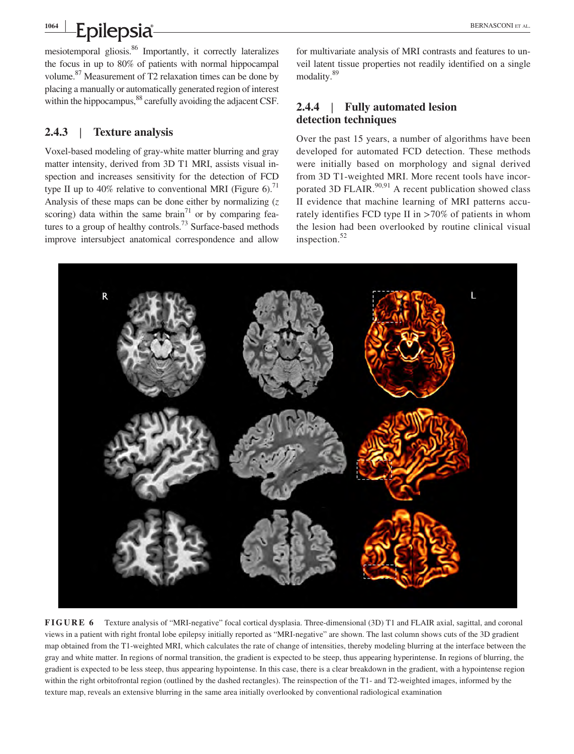mesiotemporal gliosis.[86] Importantly, it correctly lateralizes the focus in up to 80% of patients with normal hippocampal volume.[87] Measurement of T2 relaxation times can be done by placing a manually or automatically generated region of interest within the hippocampus,[88] carefully avoiding the adjacent CSF.

### 2.4.3 | Texture analysis

Voxel-based modeling of gray-white matter blurring and gray matter intensity, derived from 3D T1 MRI, assists visual inspection and increases sensitivity for the detection of FCD type II up to 40% relative to conventional MRI (Figure 6).[71] Analysis of these maps can be done either by normalizing (*z* scoring) data within the same brain[71] or by comparing features to a group of healthy controls.[73] Surface-based methods improve intersubject anatomical correspondence and allow for multivariate analysis of MRI contrasts and features to unveil latent tissue properties not readily identified on a single modality.[89]

### 2.4.4 | Fully automated lesion detection techniques

Over the past 15 years, a number of algorithms have been developed for automated FCD detection. These methods were initially based on morphology and signal derived from 3D T1-weighted MRI. More recent tools have incorporated 3D FLAIR.[90,91] A recent publication showed class II evidence that machine learning of MRI patterns accurately identifies FCD type II in >70% of patients in whom the lesion had been overlooked by routine clinical visual inspection.[52]

**FIGURE 6** Texture analysis of "MRI-negative" focal cortical dysplasia. Three-dimensional (3D) T1 and FLAIR axial, sagittal, and coronal views in a patient with right frontal lobe epilepsy initially reported as "MRI-negative" are shown. The last column shows cuts of the 3D gradient map obtained from the T1-weighted MRI, which calculates the rate of change of intensities, thereby modeling blurring at the interface between the gray and white matter. In regions of normal transition, the gradient is expected to be steep, thus appearing hyperintense. In regions of blurring, the gradient is expected to be less steep, thus appearing hypointense. In this case, there is a clear breakdown in the gradient, with a hypointense region within the right orbitofrontal region (outlined by the dashed rectangles). The reinspection of the T1- and T2-weighted images, informed by the texture map, reveals an extensive blurring in the same area initially overlooked by conventional radiological examination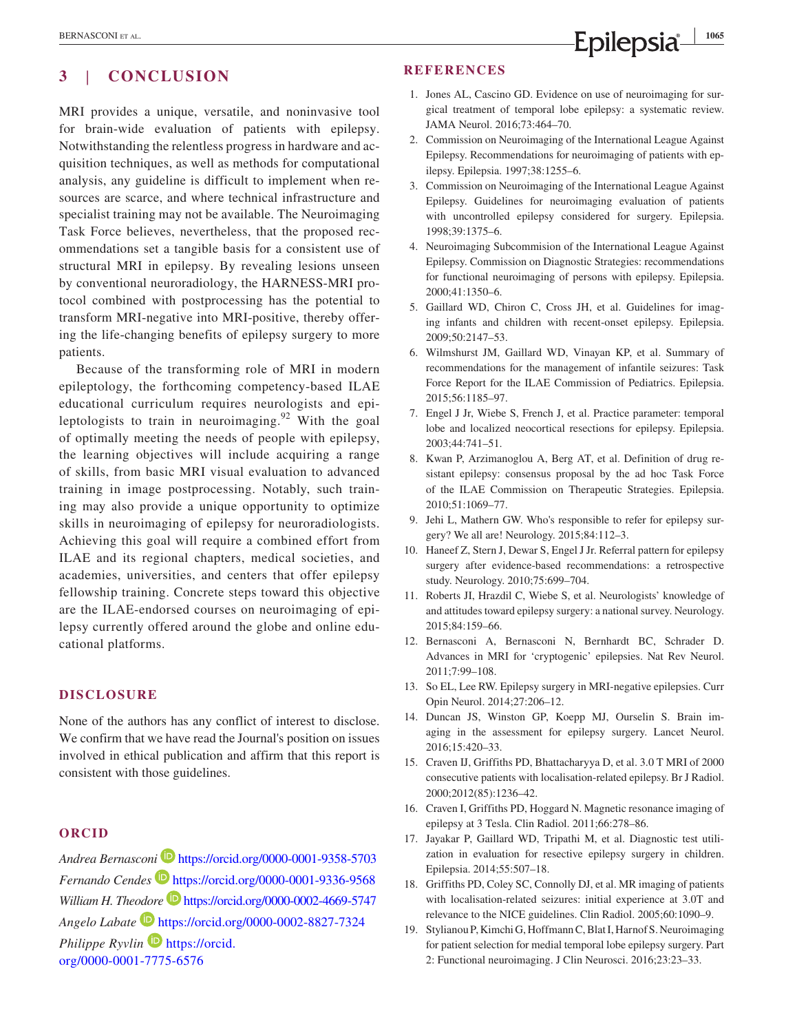## 3 | CONCLUSION

MRI provides a unique, versatile, and noninvasive tool for brain-wide evaluation of patients with epilepsy. Notwithstanding the relentless progress in hardware and acquisition techniques, as well as methods for computational analysis, any guideline is difficult to implement when resources are scarce, and where technical infrastructure and specialist training may not be available. The Neuroimaging Task Force believes, nevertheless, that the proposed recommendations set a tangible basis for a consistent use of structural MRI in epilepsy. By revealing lesions unseen by conventional neuroradiology, the HARNESS-MRI protocol combined with postprocessing has the potential to transform MRI-negative into MRI-positive, thereby offering the life-changing benefits of epilepsy surgery to more patients.

Because of the transforming role of MRI in modern epileptology, the forthcoming competency-based ILAE educational curriculum requires neurologists and epileptologists to train in neuroimaging.[92] With the goal of optimally meeting the needs of people with epilepsy, the learning objectives will include acquiring a range of skills, from basic MRI visual evaluation to advanced training in image postprocessing. Notably, such training may also provide a unique opportunity to optimize skills in neuroimaging of epilepsy for neuroradiologists. Achieving this goal will require a combined effort from ILAE and its regional chapters, medical societies, and academies, universities, and centers that offer epilepsy fellowship training. Concrete steps toward this objective are the ILAE-endorsed courses on neuroimaging of epilepsy currently offered around the globe and online educational platforms.

## DISCLOSURE

None of the authors has any conflict of interest to disclose. We confirm that we have read the Journal's position on issues involved in ethical publication and affirm that this report is consistent with those guidelines.

## ORCID

*Andrea Bernasconi* https://orcid.org/0000-0001-9358-5703
*Fernando Cendes* https://orcid.org/0000-0001-9336-9568
*William H. Theodore* https://orcid.org/0000-0002-4669-5747
*Angelo Labate* https://orcid.org/0000-0002-8827-7324
*Philippe Ryvlin* https://orcid.org/0000-0001-7775-6576

## REFERENCES

1. Jones AL, Cascino GD. Evidence on use of neuroimaging for surgical treatment of temporal lobe epilepsy: a systematic review. JAMA Neurol. 2016;73:464–70.
2. Commission on Neuroimaging of the International League Against Epilepsy. Recommendations for neuroimaging of patients with epilepsy. Epilepsia. 1997;38:1255–6.
3. Commission on Neuroimaging of the International League Against Epilepsy. Guidelines for neuroimaging evaluation of patients with uncontrolled epilepsy considered for surgery. Epilepsia. 1998;39:1375–6.
4. Neuroimaging Subcommision of the International League Against Epilepsy. Commission on Diagnostic Strategies: recommendations for functional neuroimaging of persons with epilepsy. Epilepsia. 2000;41:1350–6.
5. Gaillard WD, Chiron C, Cross JH, et al. Guidelines for imaging infants and children with recent-onset epilepsy. Epilepsia. 2009;50:2147–53.
6. Wilmshurst JM, Gaillard WD, Vinayan KP, et al. Summary of recommendations for the management of infantile seizures: Task Force Report for the ILAE Commission of Pediatrics. Epilepsia. 2015;56:1185–97.
7. Engel J Jr, Wiebe S, French J, et al. Practice parameter: temporal lobe and localized neocortical resections for epilepsy. Epilepsia. 2003;44:741–51.
8. Kwan P, Arzimanoglou A, Berg AT, et al. Definition of drug resistant epilepsy: consensus proposal by the ad hoc Task Force of the ILAE Commission on Therapeutic Strategies. Epilepsia. 2010;51:1069–77.
9. Jehi L, Mathern GW. Who's responsible to refer for epilepsy surgery? We all are! Neurology. 2015;84:112–3.
10. Haneef Z, Stern J, Dewar S, Engel J Jr. Referral pattern for epilepsy surgery after evidence-based recommendations: a retrospective study. Neurology. 2010;75:699–704.
11. Roberts JI, Hrazdil C, Wiebe S, et al. Neurologists' knowledge of and attitudes toward epilepsy surgery: a national survey. Neurology. 2015;84:159–66.
12. Bernasconi A, Bernasconi N, Bernhardt BC, Schrader D. Advances in MRI for 'cryptogenic' epilepsies. Nat Rev Neurol. 2011;7:99–108.
13. So EL, Lee RW. Epilepsy surgery in MRI-negative epilepsies. Curr Opin Neurol. 2014;27:206–12.
14. Duncan JS, Winston GP, Koepp MJ, Ourselin S. Brain imaging in the assessment for epilepsy surgery. Lancet Neurol. 2016;15:420–33.
15. Craven IJ, Griffiths PD, Bhattacharyya D, et al. 3.0 T MRI of 2000 consecutive patients with localisation-related epilepsy. Br J Radiol. 2000;2012(85):1236–42.
16. Craven I, Griffiths PD, Hoggard N. Magnetic resonance imaging of epilepsy at 3 Tesla. Clin Radiol. 2011;66:278–86.
17. Jayakar P, Gaillard WD, Tripathi M, et al. Diagnostic test utilization in evaluation for resective epilepsy surgery in children. Epilepsia. 2014;55:507–18.
18. Griffiths PD, Coley SC, Connolly DJ, et al. MR imaging of patients with localisation-related seizures: initial experience at 3.0T and relevance to the NICE guidelines. Clin Radiol. 2005;60:1090–9.
19. Stylianou P, Kimchi G, Hoffmann C, Blat I, Harnof S. Neuroimaging for patient selection for medial temporal lobe epilepsy surgery. Part 2: Functional neuroimaging. J Clin Neurosci. 2016;23:23–33.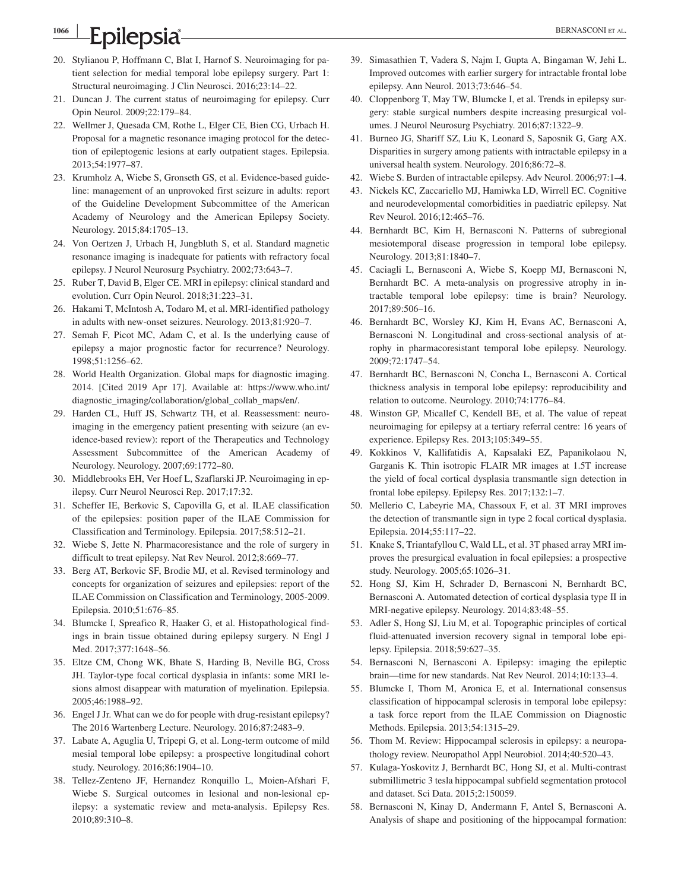20. Stylianou P, Hoffmann C, Blat I, Harnof S. Neuroimaging for patient selection for medial temporal lobe epilepsy surgery. Part 1: Structural neuroimaging. J Clin Neurosci. 2016;23:14–22.
21. Duncan J. The current status of neuroimaging for epilepsy. Curr Opin Neurol. 2009;22:179–84.
22. Wellmer J, Quesada CM, Rothe L, Elger CE, Bien CG, Urbach H. Proposal for a magnetic resonance imaging protocol for the detection of epileptogenic lesions at early outpatient stages. Epilepsia. 2013;54:1977–87.
23. Krumholz A, Wiebe S, Gronseth GS, et al. Evidence-based guideline: management of an unprovoked first seizure in adults: report of the Guideline Development Subcommittee of the American Academy of Neurology and the American Epilepsy Society. Neurology. 2015;84:1705–13.
24. Von Oertzen J, Urbach H, Jungbluth S, et al. Standard magnetic resonance imaging is inadequate for patients with refractory focal epilepsy. J Neurol Neurosurg Psychiatry. 2002;73:643–7.
25. Ruber T, David B, Elger CE. MRI in epilepsy: clinical standard and evolution. Curr Opin Neurol. 2018;31:223–31.
26. Hakami T, McIntosh A, Todaro M, et al. MRI-identified pathology in adults with new-onset seizures. Neurology. 2013;81:920–7.
27. Semah F, Picot MC, Adam C, et al. Is the underlying cause of epilepsy a major prognostic factor for recurrence? Neurology. 1998;51:1256–62.
28. World Health Organization. Global maps for diagnostic imaging. 2014. [Cited 2019 Apr 17]. Available at: https://www.who.int/diagnostic_imaging/collaboration/global_collab_maps/en/.
29. Harden CL, Huff JS, Schwartz TH, et al. Reassessment: neuroimaging in the emergency patient presenting with seizure (an evidence-based review): report of the Therapeutics and Technology Assessment Subcommittee of the American Academy of Neurology. Neurology. 2007;69:1772–80.
30. Middlebrooks EH, Ver Hoef L, Szaflarski JP. Neuroimaging in epilepsy. Curr Neurol Neurosci Rep. 2017;17:32.
31. Scheffer IE, Berkovic S, Capovilla G, et al. ILAE classification of the epilepsies: position paper of the ILAE Commission for Classification and Terminology. Epilepsia. 2017;58:512–21.
32. Wiebe S, Jette N. Pharmacoresistance and the role of surgery in difficult to treat epilepsy. Nat Rev Neurol. 2012;8:669–77.
33. Berg AT, Berkovic SF, Brodie MJ, et al. Revised terminology and concepts for organization of seizures and epilepsies: report of the ILAE Commission on Classification and Terminology, 2005-2009. Epilepsia. 2010;51:676–85.
34. Blumcke I, Spreafico R, Haaker G, et al. Histopathological findings in brain tissue obtained during epilepsy surgery. N Engl J Med. 2017;377:1648–56.
35. Eltze CM, Chong WK, Bhate S, Harding B, Neville BG, Cross JH. Taylor-type focal cortical dysplasia in infants: some MRI lesions almost disappear with maturation of myelination. Epilepsia. 2005;46:1988–92.
36. Engel J Jr. What can we do for people with drug-resistant epilepsy? The 2016 Wartenberg Lecture. Neurology. 2016;87:2483–9.
37. Labate A, Aguglia U, Tripepi G, et al. Long-term outcome of mild mesial temporal lobe epilepsy: a prospective longitudinal cohort study. Neurology. 2016;86:1904–10.
38. Tellez-Zenteno JF, Hernandez Ronquillo L, Moien-Afshari F, Wiebe S. Surgical outcomes in lesional and non-lesional epilepsy: a systematic review and meta-analysis. Epilepsy Res. 2010;89:310–8.
39. Simasathien T, Vadera S, Najm I, Gupta A, Bingaman W, Jehi L. Improved outcomes with earlier surgery for intractable frontal lobe epilepsy. Ann Neurol. 2013;73:646–54.
40. Cloppenborg T, May TW, Blumcke I, et al. Trends in epilepsy surgery: stable surgical numbers despite increasing presurgical volumes. J Neurol Neurosurg Psychiatry. 2016;87:1322–9.
41. Burneo JG, Shariff SZ, Liu K, Leonard S, Saposnik G, Garg AX. Disparities in surgery among patients with intractable epilepsy in a universal health system. Neurology. 2016;86:72–8.
42. Wiebe S. Burden of intractable epilepsy. Adv Neurol. 2006;97:1–4.
43. Nickels KC, Zaccariello MJ, Hamiwka LD, Wirrell EC. Cognitive and neurodevelopmental comorbidities in paediatric epilepsy. Nat Rev Neurol. 2016;12:465–76.
44. Bernhardt BC, Kim H, Bernasconi N. Patterns of subregional mesiotemporal disease progression in temporal lobe epilepsy. Neurology. 2013;81:1840–7.
45. Caciagli L, Bernasconi A, Wiebe S, Koepp MJ, Bernasconi N, Bernhardt BC. A meta-analysis on progressive atrophy in intractable temporal lobe epilepsy: time is brain? Neurology. 2017;89:506–16.
46. Bernhardt BC, Worsley KJ, Kim H, Evans AC, Bernasconi A, Bernasconi N. Longitudinal and cross-sectional analysis of atrophy in pharmacoresistant temporal lobe epilepsy. Neurology. 2009;72:1747–54.
47. Bernhardt BC, Bernasconi N, Concha L, Bernasconi A. Cortical thickness analysis in temporal lobe epilepsy: reproducibility and relation to outcome. Neurology. 2010;74:1776–84.
48. Winston GP, Micallef C, Kendell BE, et al. The value of repeat neuroimaging for epilepsy at a tertiary referral centre: 16 years of experience. Epilepsy Res. 2013;105:349–55.
49. Kokkinos V, Kallifatidis A, Kapsalaki EZ, Papanikolaou N, Garganis K. Thin isotropic FLAIR MR images at 1.5T increase the yield of focal cortical dysplasia transmantle sign detection in frontal lobe epilepsy. Epilepsy Res. 2017;132:1–7.
50. Mellerio C, Labeyrie MA, Chassoux F, et al. 3T MRI improves the detection of transmantle sign in type 2 focal cortical dysplasia. Epilepsia. 2014;55:117–22.
51. Knake S, Triantafyllou C, Wald LL, et al. 3T phased array MRI improves the presurgical evaluation in focal epilepsies: a prospective study. Neurology. 2005;65:1026–31.
52. Hong SJ, Kim H, Schrader D, Bernasconi N, Bernhardt BC, Bernasconi A. Automated detection of cortical dysplasia type II in MRI-negative epilepsy. Neurology. 2014;83:48–55.
53. Adler S, Hong SJ, Liu M, et al. Topographic principles of cortical fluid-attenuated inversion recovery signal in temporal lobe epilepsy. Epilepsia. 2018;59:627–35.
54. Bernasconi N, Bernasconi A. Epilepsy: imaging the epileptic brain—time for new standards. Nat Rev Neurol. 2014;10:133–4.
55. Blumcke I, Thom M, Aronica E, et al. International consensus classification of hippocampal sclerosis in temporal lobe epilepsy: a task force report from the ILAE Commission on Diagnostic Methods. Epilepsia. 2013;54:1315–29.
56. Thom M. Review: Hippocampal sclerosis in epilepsy: a neuropathology review. Neuropathol Appl Neurobiol. 2014;40:520–43.
57. Kulaga-Yoskovitz J, Bernhardt BC, Hong SJ, et al. Multi-contrast submillimetric 3 tesla hippocampal subfield segmentation protocol and dataset. Sci Data. 2015;2:150059.
58. Bernasconi N, Kinay D, Andermann F, Antel S, Bernasconi A. Analysis of shape and positioning of the hippocampal formation: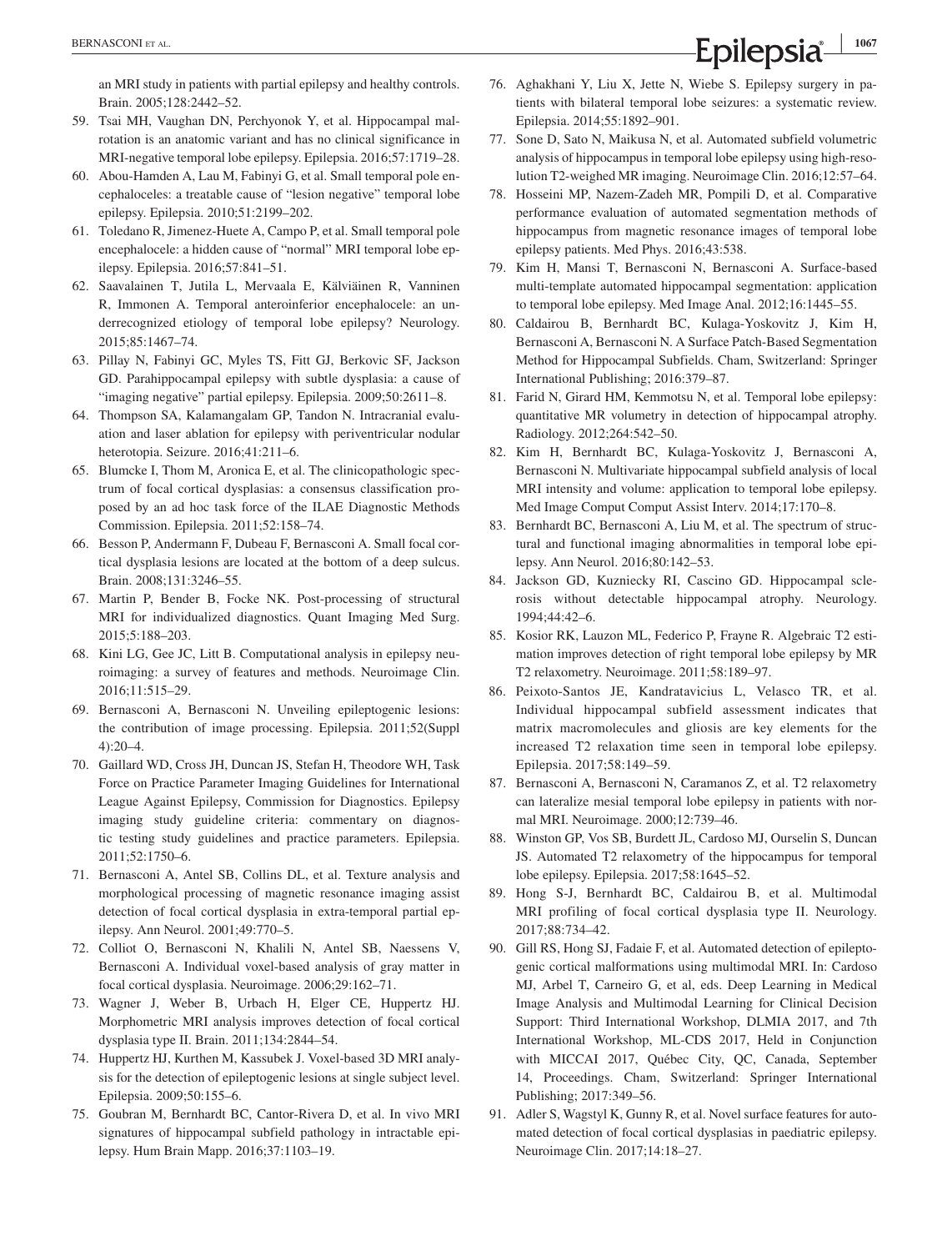an MRI study in patients with partial epilepsy and healthy controls. Brain. 2005;128:2442–52.

59. Tsai MH, Vaughan DN, Perchyonok Y, et al. Hippocampal malrotation is an anatomic variant and has no clinical significance in MRI-negative temporal lobe epilepsy. Epilepsia. 2016;57:1719–28.
60. Abou-Hamden A, Lau M, Fabinyi G, et al. Small temporal pole encephaloceles: a treatable cause of "lesion negative" temporal lobe epilepsy. Epilepsia. 2010;51:2199–202.
61. Toledano R, Jimenez-Huete A, Campo P, et al. Small temporal pole encephalocele: a hidden cause of "normal" MRI temporal lobe epilepsy. Epilepsia. 2016;57:841–51.
62. Saavalainen T, Jutila L, Mervaala E, Kälviäinen R, Vanninen R, Immonen A. Temporal anteroinferior encephalocele: an underrecognized etiology of temporal lobe epilepsy? Neurology. 2015;85:1467–74.
63. Pillay N, Fabinyi GC, Myles TS, Fitt GJ, Berkovic SF, Jackson GD. Parahippocampal epilepsy with subtle dysplasia: a cause of "imaging negative" partial epilepsy. Epilepsia. 2009;50:2611–8.
64. Thompson SA, Kalamangalam GP, Tandon N. Intracranial evaluation and laser ablation for epilepsy with periventricular nodular heterotopia. Seizure. 2016;41:211–6.
65. Blumcke I, Thom M, Aronica E, et al. The clinicopathologic spectrum of focal cortical dysplasias: a consensus classification proposed by an ad hoc task force of the ILAE Diagnostic Methods Commission. Epilepsia. 2011;52:158–74.
66. Besson P, Andermann F, Dubeau F, Bernasconi A. Small focal cortical dysplasia lesions are located at the bottom of a deep sulcus. Brain. 2008;131:3246–55.
67. Martin P, Bender B, Focke NK. Post-processing of structural MRI for individualized diagnostics. Quant Imaging Med Surg. 2015;5:188–203.
68. Kini LG, Gee JC, Litt B. Computational analysis in epilepsy neuroimaging: a survey of features and methods. Neuroimage Clin. 2016;11:515–29.
69. Bernasconi A, Bernasconi N. Unveiling epileptogenic lesions: the contribution of image processing. Epilepsia. 2011;52(Suppl 4):20–4.
70. Gaillard WD, Cross JH, Duncan JS, Stefan H, Theodore WH, Task Force on Practice Parameter Imaging Guidelines for International League Against Epilepsy, Commission for Diagnostics. Epilepsy imaging study guideline criteria: commentary on diagnostic testing study guidelines and practice parameters. Epilepsia. 2011;52:1750–6.
71. Bernasconi A, Antel SB, Collins DL, et al. Texture analysis and morphological processing of magnetic resonance imaging assist detection of focal cortical dysplasia in extra-temporal partial epilepsy. Ann Neurol. 2001;49:770–5.
72. Colliot O, Bernasconi N, Khalili N, Antel SB, Naessens V, Bernasconi A. Individual voxel-based analysis of gray matter in focal cortical dysplasia. Neuroimage. 2006;29:162–71.
73. Wagner J, Weber B, Urbach H, Elger CE, Huppertz HJ. Morphometric MRI analysis improves detection of focal cortical dysplasia type II. Brain. 2011;134:2844–54.
74. Huppertz HJ, Kurthen M, Kassubek J. Voxel-based 3D MRI analysis for the detection of epileptogenic lesions at single subject level. Epilepsia. 2009;50:155–6.
75. Goubran M, Bernhardt BC, Cantor-Rivera D, et al. In vivo MRI signatures of hippocampal subfield pathology in intractable epilepsy. Hum Brain Mapp. 2016;37:1103–19.
76. Aghakhani Y, Liu X, Jette N, Wiebe S. Epilepsy surgery in patients with bilateral temporal lobe seizures: a systematic review. Epilepsia. 2014;55:1892–901.
77. Sone D, Sato N, Maikusa N, et al. Automated subfield volumetric analysis of hippocampus in temporal lobe epilepsy using high-resolution T2-weighed MR imaging. Neuroimage Clin. 2016;12:57–64.
78. Hosseini MP, Nazem-Zadeh MR, Pompili D, et al. Comparative performance evaluation of automated segmentation methods of hippocampus from magnetic resonance images of temporal lobe epilepsy patients. Med Phys. 2016;43:538.
79. Kim H, Mansi T, Bernasconi N, Bernasconi A. Surface-based multi-template automated hippocampal segmentation: application to temporal lobe epilepsy. Med Image Anal. 2012;16:1445–55.
80. Caldairou B, Bernhardt BC, Kulaga-Yoskovitz J, Kim H, Bernasconi A, Bernasconi N. A Surface Patch-Based Segmentation Method for Hippocampal Subfields. Cham, Switzerland: Springer International Publishing; 2016:379–87.
81. Farid N, Girard HM, Kemmotsu N, et al. Temporal lobe epilepsy: quantitative MR volumetry in detection of hippocampal atrophy. Radiology. 2012;264:542–50.
82. Kim H, Bernhardt BC, Kulaga-Yoskovitz J, Bernasconi A, Bernasconi N. Multivariate hippocampal subfield analysis of local MRI intensity and volume: application to temporal lobe epilepsy. Med Image Comput Comput Assist Interv. 2014;17:170–8.
83. Bernhardt BC, Bernasconi A, Liu M, et al. The spectrum of structural and functional imaging abnormalities in temporal lobe epilepsy. Ann Neurol. 2016;80:142–53.
84. Jackson GD, Kuzniecky RI, Cascino GD. Hippocampal sclerosis without detectable hippocampal atrophy. Neurology. 1994;44:42–6.
85. Kosior RK, Lauzon ML, Federico P, Frayne R. Algebraic T2 estimation improves detection of right temporal lobe epilepsy by MR T2 relaxometry. Neuroimage. 2011;58:189–97.
86. Peixoto-Santos JE, Kandratavicius L, Velasco TR, et al. Individual hippocampal subfield assessment indicates that matrix macromolecules and gliosis are key elements for the increased T2 relaxation time seen in temporal lobe epilepsy. Epilepsia. 2017;58:149–59.
87. Bernasconi A, Bernasconi N, Caramanos Z, et al. T2 relaxometry can lateralize mesial temporal lobe epilepsy in patients with normal MRI. Neuroimage. 2000;12:739–46.
88. Winston GP, Vos SB, Burdett JL, Cardoso MJ, Ourselin S, Duncan JS. Automated T2 relaxometry of the hippocampus for temporal lobe epilepsy. Epilepsia. 2017;58:1645–52.
89. Hong S-J, Bernhardt BC, Caldairou B, et al. Multimodal MRI profiling of focal cortical dysplasia type II. Neurology. 2017;88:734–42.
90. Gill RS, Hong SJ, Fadaie F, et al. Automated detection of epileptogenic cortical malformations using multimodal MRI. In: Cardoso MJ, Arbel T, Carneiro G, et al, eds. Deep Learning in Medical Image Analysis and Multimodal Learning for Clinical Decision Support: Third International Workshop, DLMIA 2017, and 7th International Workshop, ML-CDS 2017, Held in Conjunction with MICCAI 2017, Québec City, QC, Canada, September 14, Proceedings. Cham, Switzerland: Springer International Publishing; 2017:349–56.
91. Adler S, Wagstyl K, Gunny R, et al. Novel surface features for automated detection of focal cortical dysplasias in paediatric epilepsy. Neuroimage Clin. 2017;14:18–27.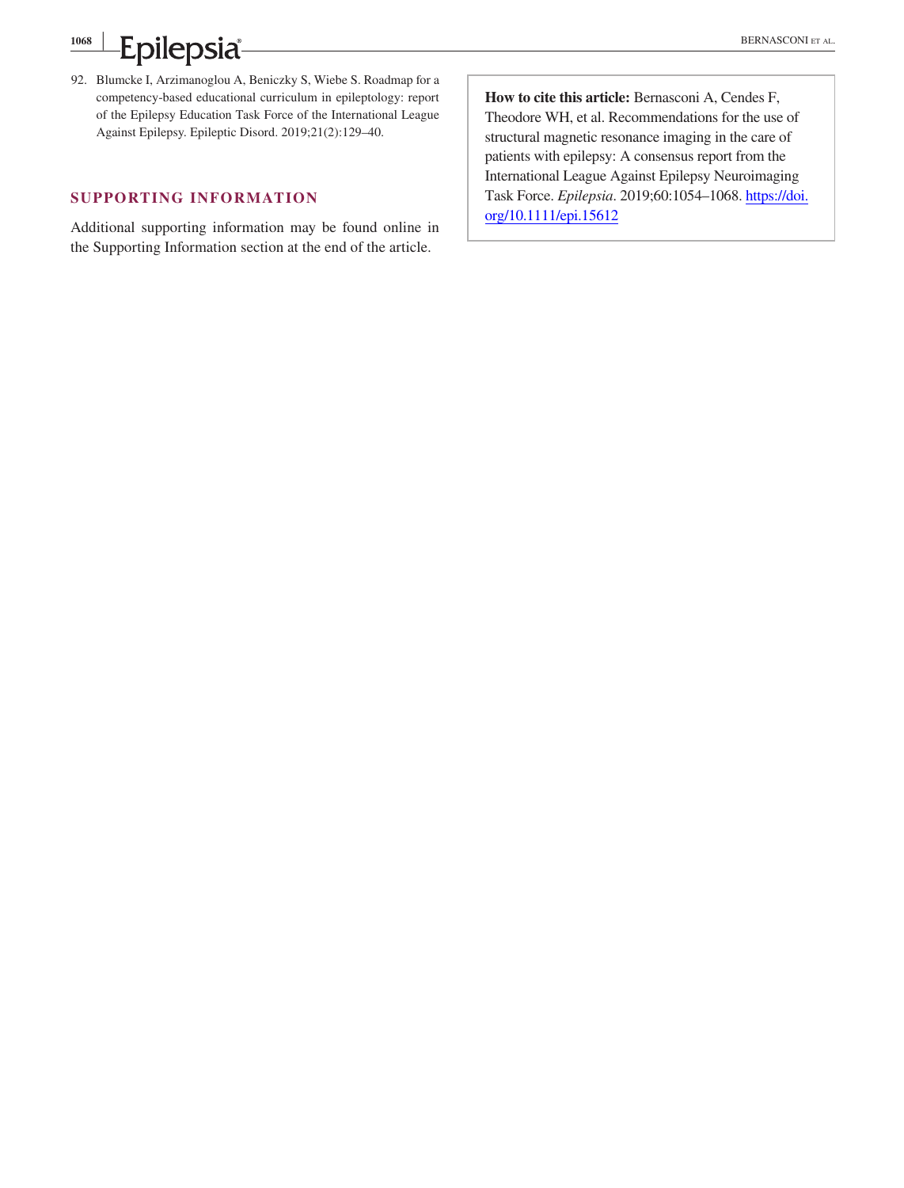92. Blumcke I, Arzimanoglou A, Beniczky S, Wiebe S. Roadmap for a competency-based educational curriculum in epileptology: report of the Epilepsy Education Task Force of the International League Against Epilepsy. Epileptic Disord. 2019;21(2):129–40.

## SUPPORTING INFORMATION

Additional supporting information may be found online in the Supporting Information section at the end of the article.

**How to cite this article:** Bernasconi A, Cendes F, Theodore WH, et al. Recommendations for the use of structural magnetic resonance imaging in the care of patients with epilepsy: A consensus report from the International League Against Epilepsy Neuroimaging Task Force. *Epilepsia*. 2019;60:1054–1068. https://doi.org/10.1111/epi.15612